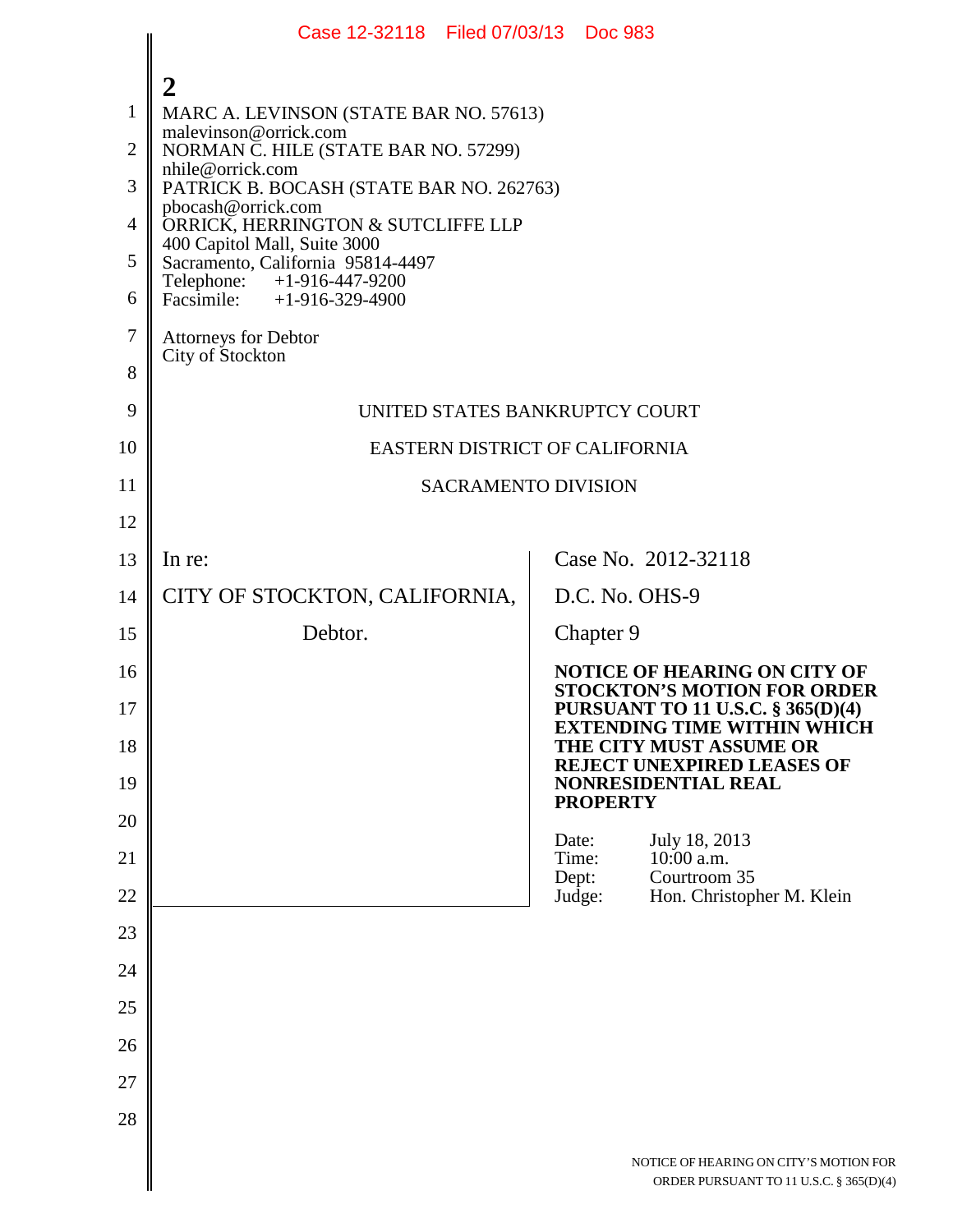2

MARC A. LEVINSON (STATE BAR NO. 57613)
malevinson@orrick.com
NORMAN C. HILE (STATE BAR NO. 57299)
nhile@orrick.com
PATRICK B. BOCASH (STATE BAR NO. 262763)
pbocash@orrick.com
ORRICK, HERRINGTON & SUTCLIFFE LLP
400 Capitol Mall, Suite 3000
Sacramento, California 95814-4497
Telephone: +1-916-447-9200
Facsimile: +1-916-329-4900

Attorneys for Debtor
City of Stockton

UNITED STATES BANKRUPTCY COURT

EASTERN DISTRICT OF CALIFORNIA

SACRAMENTO DIVISION

In re:

CITY OF STOCKTON, CALIFORNIA,

Debtor.

Case No. 2012-32118

D.C. No. OHS-9

Chapter 9

**NOTICE OF HEARING ON CITY OF STOCKTON'S MOTION FOR ORDER PURSUANT TO 11 U.S.C. § 365(D)(4) EXTENDING TIME WITHIN WHICH THE CITY MUST ASSUME OR REJECT UNEXPIRED LEASES OF NONRESIDENTIAL REAL PROPERTY**

Date: July 18, 2013
Time: 10:00 a.m.
Dept: Courtroom 35
Judge: Hon. Christopher M. Klein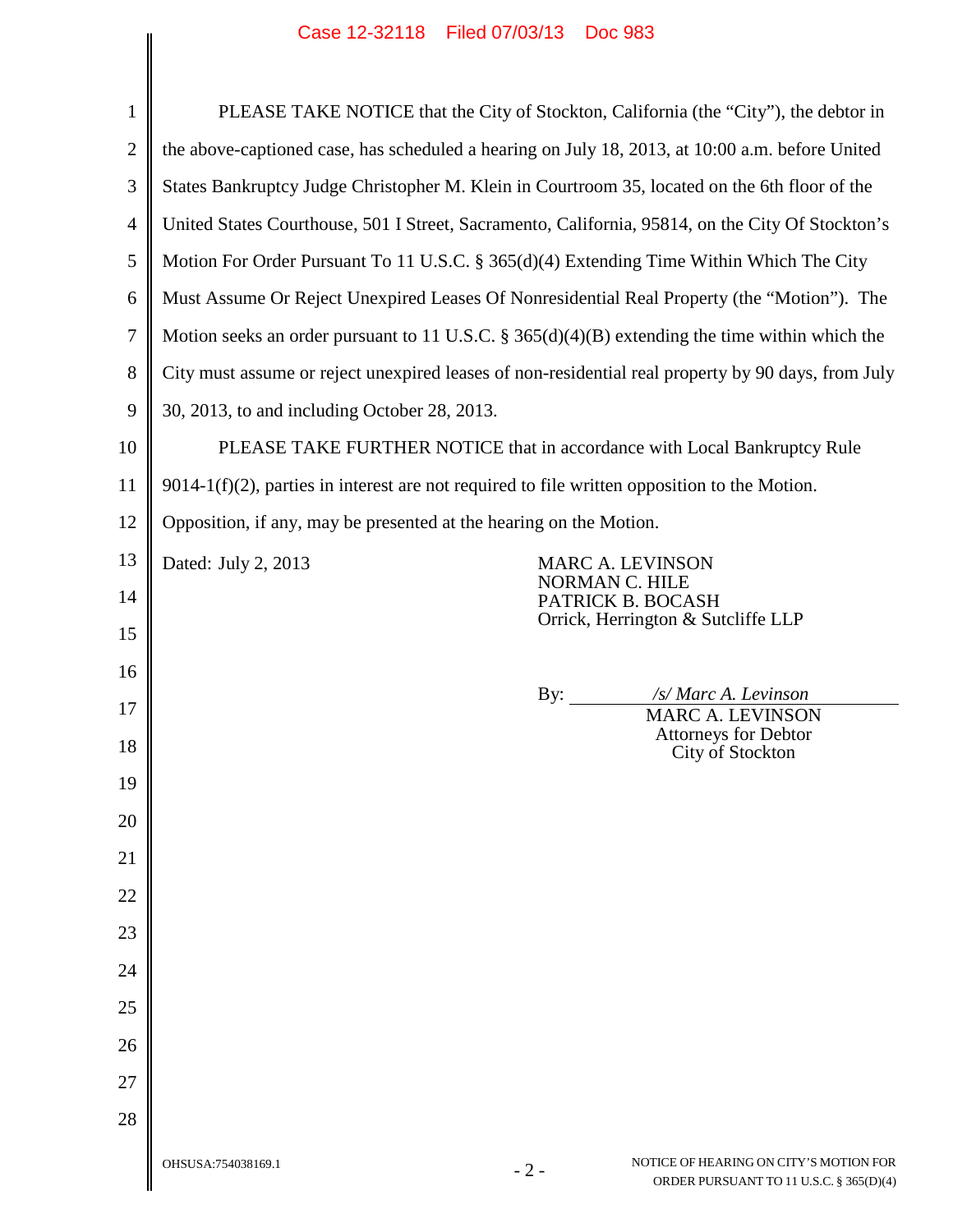PLEASE TAKE NOTICE that the City of Stockton, California (the "City"), the debtor in the above-captioned case, has scheduled a hearing on July 18, 2013, at 10:00 a.m. before United States Bankruptcy Judge Christopher M. Klein in Courtroom 35, located on the 6th floor of the United States Courthouse, 501 I Street, Sacramento, California, 95814, on the City Of Stockton's Motion For Order Pursuant To 11 U.S.C. § 365(d)(4) Extending Time Within Which The City Must Assume Or Reject Unexpired Leases Of Nonresidential Real Property (the "Motion"). The Motion seeks an order pursuant to 11 U.S.C. § 365(d)(4)(B) extending the time within which the City must assume or reject unexpired leases of non-residential real property by 90 days, from July 30, 2013, to and including October 28, 2013.

PLEASE TAKE FURTHER NOTICE that in accordance with Local Bankruptcy Rule 9014-1(f)(2), parties in interest are not required to file written opposition to the Motion. Opposition, if any, may be presented at the hearing on the Motion.

Dated: July 2, 2013

MARC A. LEVINSON
NORMAN C. HILE
PATRICK B. BOCASH
Orrick, Herrington & Sutcliffe LLP

By: */s/ Marc A. Levinson*
MARC A. LEVINSON
Attorneys for Debtor
City of Stockton